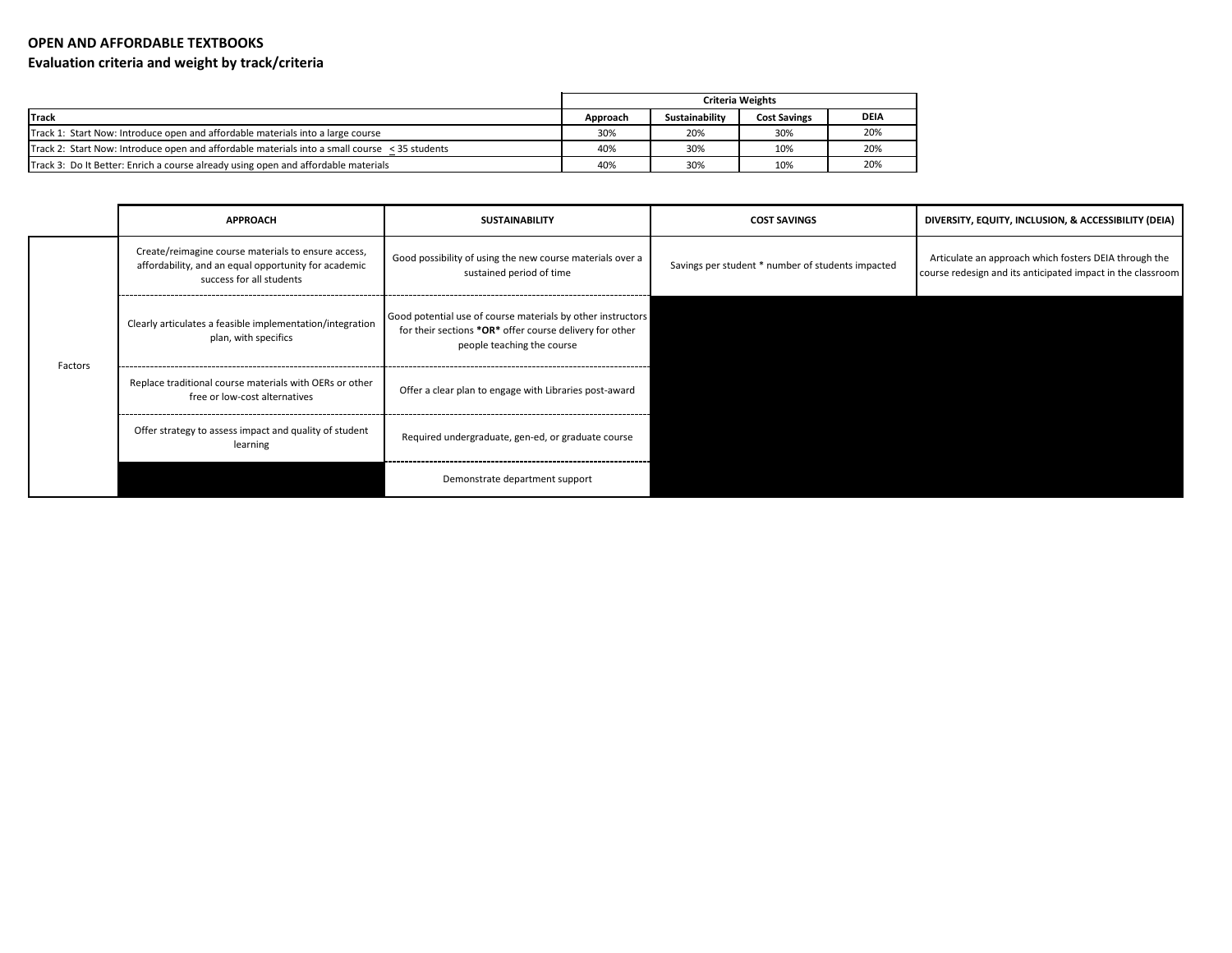# OPEN AND AFFORDABLE TEXTBOOKS

## Evaluation criteria and weight by track/criteria

| | Criteria Weights | | | |
|---|---|---|---|---|
| **Track** | **Approach** | **Sustainability** | **Cost Savings** | **DEIA** |
| Track 1: Start Now: Introduce open and affordable materials into a large course | 30% | 20% | 30% | 20% |
| Track 2: Start Now: Introduce open and affordable materials into a small course $\leq$ 35 students | 40% | 30% | 10% | 20% |
| Track 3: Do It Better: Enrich a course already using open and affordable materials | 40% | 30% | 10% | 20% |

| | APPROACH | SUSTAINABILITY | COST SAVINGS | DIVERSITY, EQUITY, INCLUSION, & ACCESSIBILITY (DEIA) |
|---|---|---|---|---|
| Factors | Create/reimagine course materials to ensure access, affordability, and an equal opportunity for academic success for all students | Good possibility of using the new course materials over a sustained period of time | Savings per student * number of students impacted | Articulate an approach which fosters DEIA through the course redesign and its anticipated impact in the classroom |
| | Clearly articulates a feasible implementation/integration plan, with specifics | Good potential use of course materials by other instructors for their sections **\*OR\*** offer course delivery for other people teaching the course | | |
| | Replace traditional course materials with OERs or other free or low-cost alternatives | Offer a clear plan to engage with Libraries post-award | | |
| | Offer strategy to assess impact and quality of student learning | Required undergraduate, gen-ed, or graduate course | | |
| | | Demonstrate department support | | |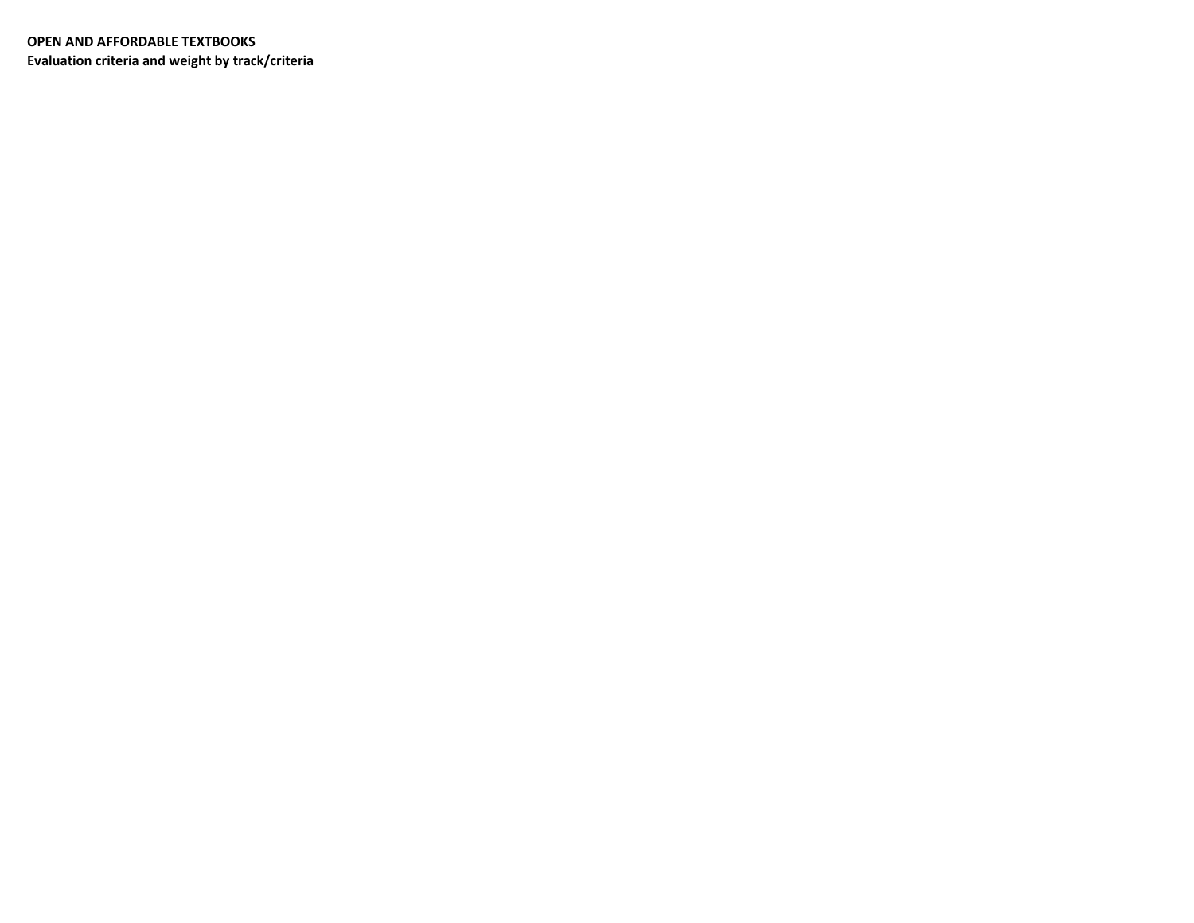**OPEN AND AFFORDABLE TEXTBOOKS**
**Evaluation criteria and weight by track/criteria**